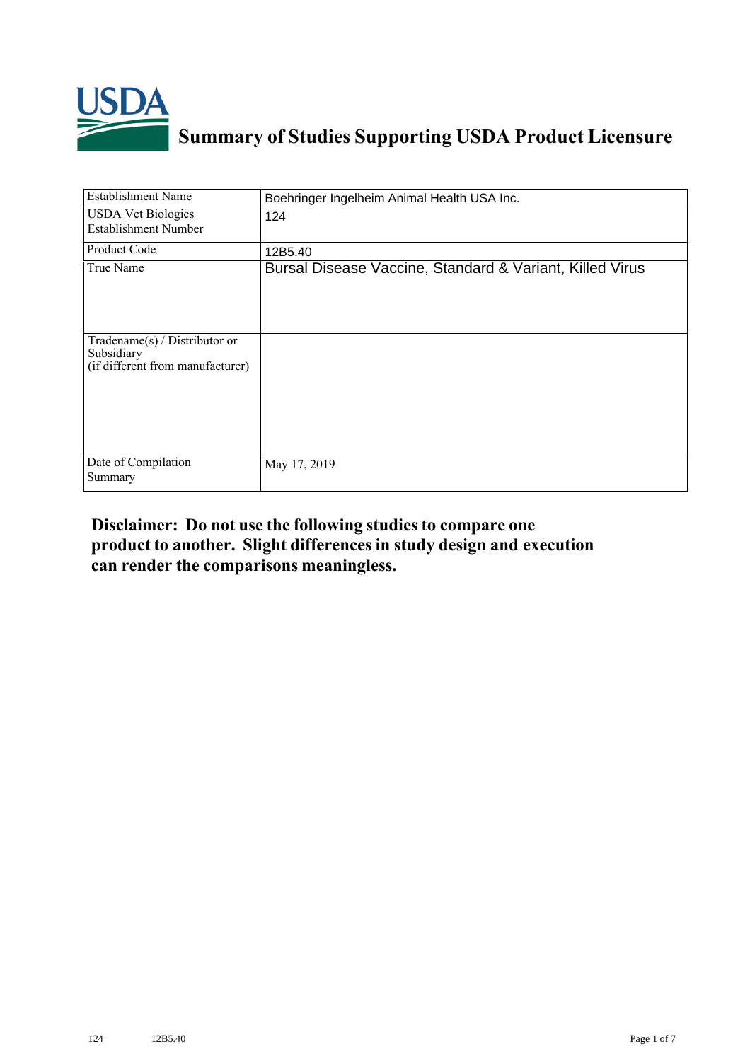# Summary of Studies Supporting USDA Product Licensure

| Establishment Name | Boehringer Ingelheim Animal Health USA Inc. |
|---|---|
| USDA Vet Biologics Establishment Number | 124 |
| Product Code | 12B5.40 |
| True Name | Bursal Disease Vaccine, Standard & Variant, Killed Virus |
| Tradename(s) / Distributor or Subsidiary (if different from manufacturer) | |
| Date of Compilation Summary | May 17, 2019 |

**Disclaimer: Do not use the following studies to compare one product to another. Slight differences in study design and execution can render the comparisons meaningless.**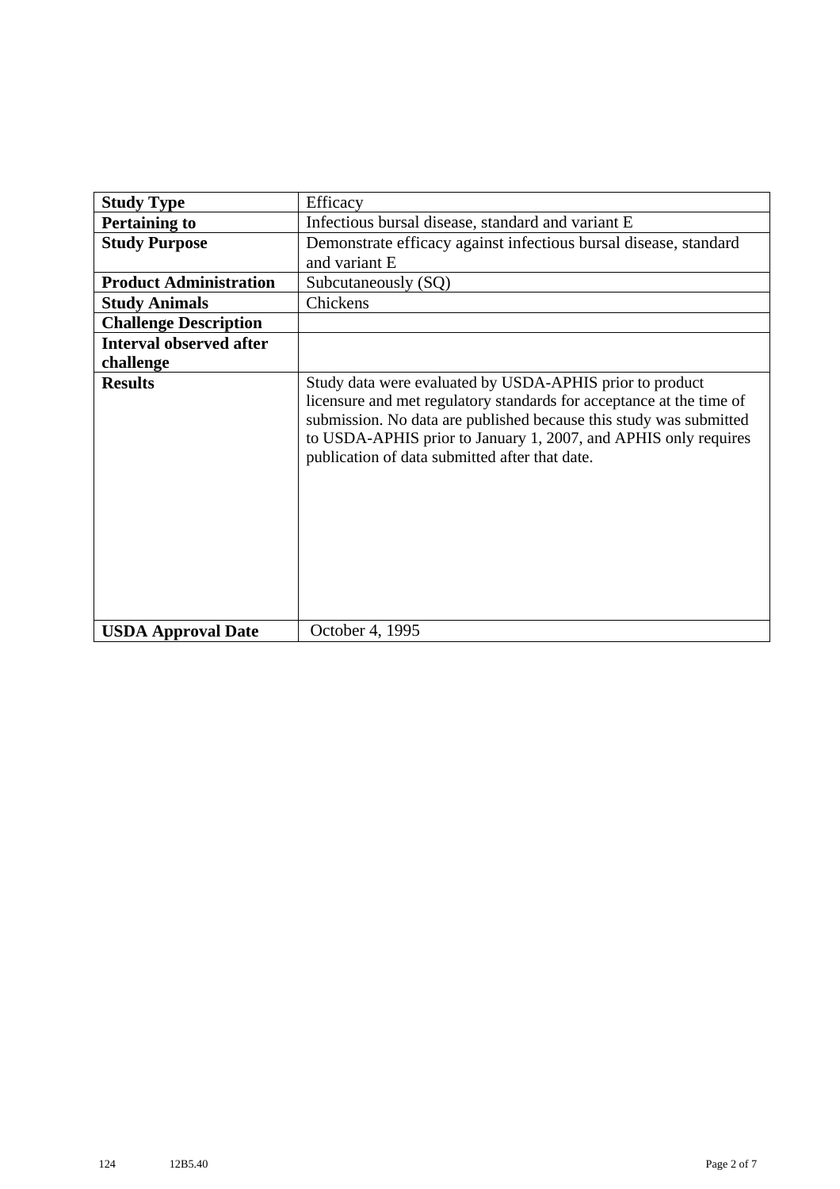| Study Type | Efficacy |
|---|---|
| **Pertaining to** | Infectious bursal disease, standard and variant E |
| **Study Purpose** | Demonstrate efficacy against infectious bursal disease, standard and variant E |
| **Product Administration** | Subcutaneously (SQ) |
| **Study Animals** | Chickens |
| **Challenge Description** | |
| **Interval observed after challenge** | |
| **Results** | Study data were evaluated by USDA-APHIS prior to product licensure and met regulatory standards for acceptance at the time of submission. No data are published because this study was submitted to USDA-APHIS prior to January 1, 2007, and APHIS only requires publication of data submitted after that date. |
| **USDA Approval Date** | October 4, 1995 |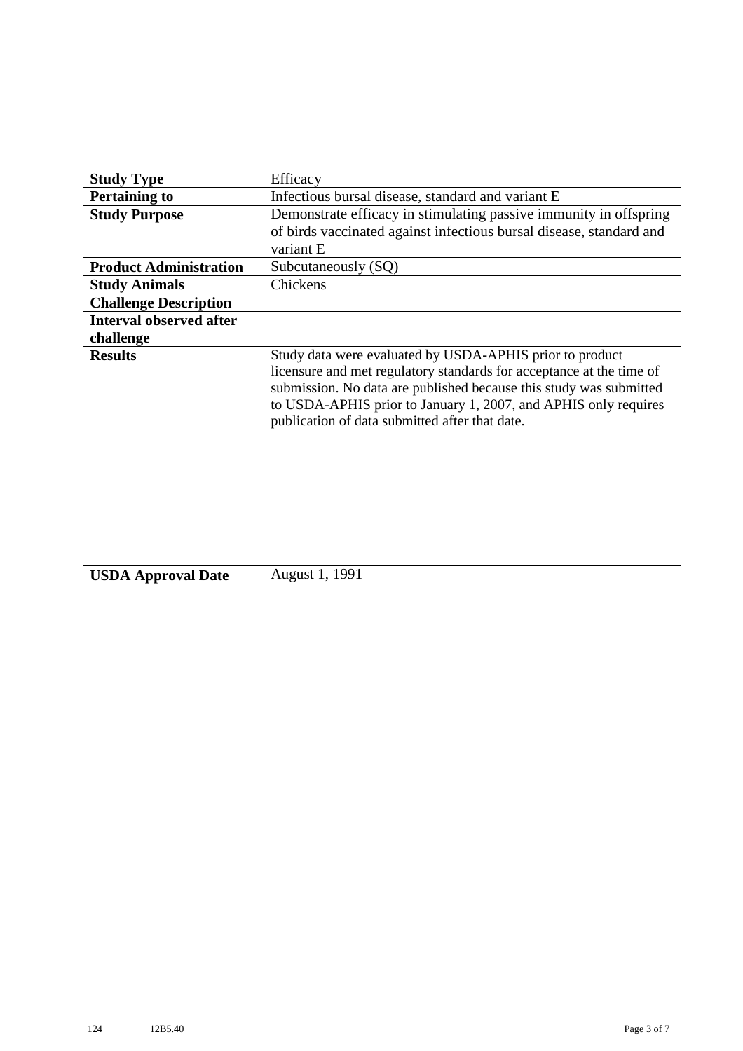| **Study Type** | Efficacy |
|---|---|
| **Pertaining to** | Infectious bursal disease, standard and variant E |
| **Study Purpose** | Demonstrate efficacy in stimulating passive immunity in offspring of birds vaccinated against infectious bursal disease, standard and variant E |
| **Product Administration** | Subcutaneously (SQ) |
| **Study Animals** | Chickens |
| **Challenge Description** | |
| **Interval observed after challenge** | |
| **Results** | Study data were evaluated by USDA-APHIS prior to product licensure and met regulatory standards for acceptance at the time of submission. No data are published because this study was submitted to USDA-APHIS prior to January 1, 2007, and APHIS only requires publication of data submitted after that date. |
| **USDA Approval Date** | August 1, 1991 |

124 12B5.40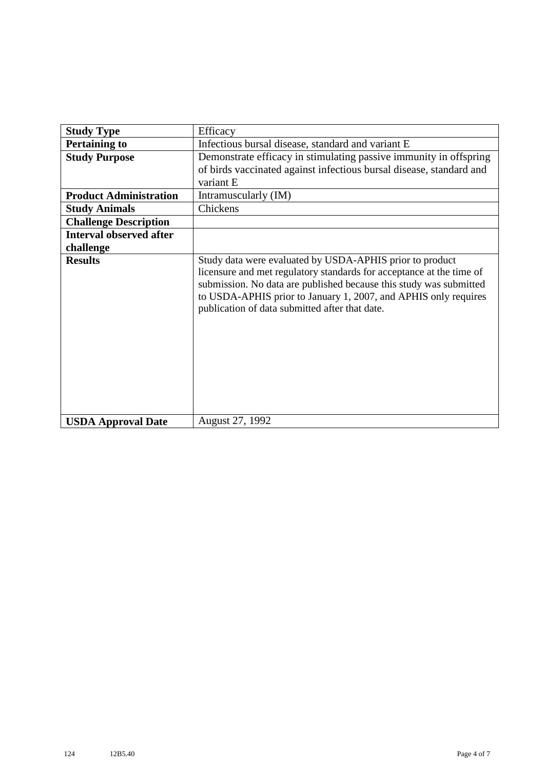| Study Type | Efficacy |
|---|---|
| **Pertaining to** | Infectious bursal disease, standard and variant E |
| **Study Purpose** | Demonstrate efficacy in stimulating passive immunity in offspring of birds vaccinated against infectious bursal disease, standard and variant E |
| **Product Administration** | Intramuscularly (IM) |
| **Study Animals** | Chickens |
| **Challenge Description** | |
| **Interval observed after challenge** | |
| **Results** | Study data were evaluated by USDA-APHIS prior to product licensure and met regulatory standards for acceptance at the time of submission. No data are published because this study was submitted to USDA-APHIS prior to January 1, 2007, and APHIS only requires publication of data submitted after that date. |
| **USDA Approval Date** | August 27, 1992 |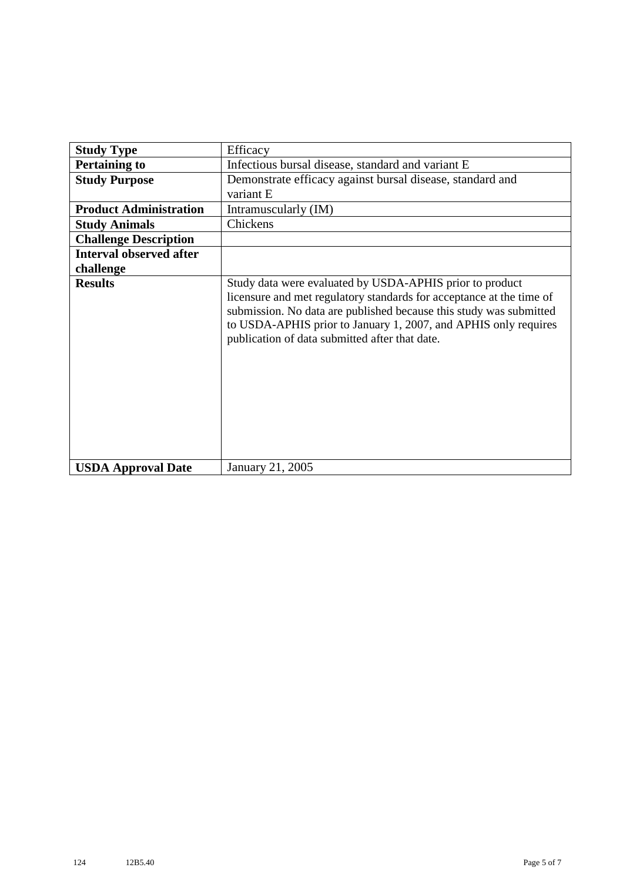| **Study Type** | Efficacy |
|---|---|
| **Pertaining to** | Infectious bursal disease, standard and variant E |
| **Study Purpose** | Demonstrate efficacy against bursal disease, standard and variant E |
| **Product Administration** | Intramuscularly (IM) |
| **Study Animals** | Chickens |
| **Challenge Description** | |
| **Interval observed after challenge** | |
| **Results** | Study data were evaluated by USDA-APHIS prior to product licensure and met regulatory standards for acceptance at the time of submission. No data are published because this study was submitted to USDA-APHIS prior to January 1, 2007, and APHIS only requires publication of data submitted after that date. |
| **USDA Approval Date** | January 21, 2005 |

124 12B5.40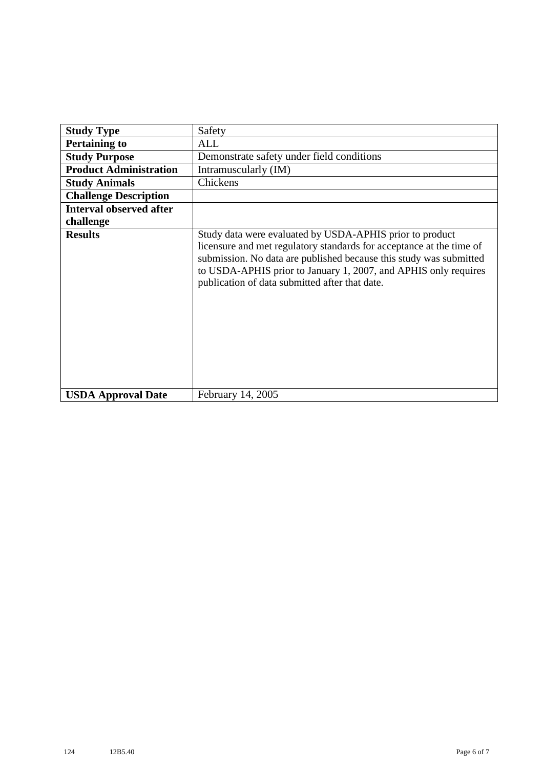| Study Type | Safety |
|---|---|
| **Pertaining to** | ALL |
| **Study Purpose** | Demonstrate safety under field conditions |
| **Product Administration** | Intramuscularly (IM) |
| **Study Animals** | Chickens |
| **Challenge Description** | |
| **Interval observed after challenge** | |
| **Results** | Study data were evaluated by USDA-APHIS prior to product licensure and met regulatory standards for acceptance at the time of submission. No data are published because this study was submitted to USDA-APHIS prior to January 1, 2007, and APHIS only requires publication of data submitted after that date. |
| **USDA Approval Date** | February 14, 2005 |

124 12B5.40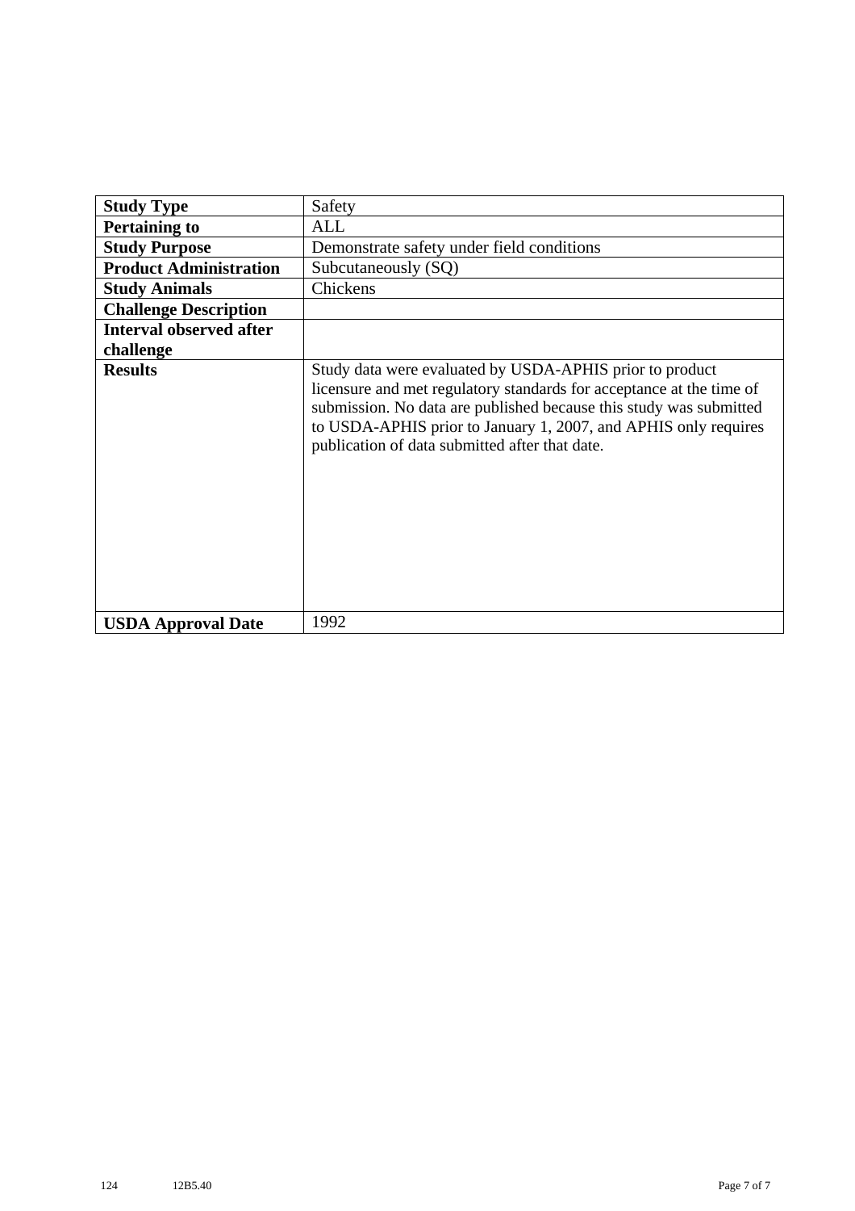| | |
|---|---|
| **Study Type** | Safety |
| **Pertaining to** | ALL |
| **Study Purpose** | Demonstrate safety under field conditions |
| **Product Administration** | Subcutaneously (SQ) |
| **Study Animals** | Chickens |
| **Challenge Description** | |
| **Interval observed after challenge** | |
| **Results** | Study data were evaluated by USDA-APHIS prior to product licensure and met regulatory standards for acceptance at the time of submission. No data are published because this study was submitted to USDA-APHIS prior to January 1, 2007, and APHIS only requires publication of data submitted after that date. |
| **USDA Approval Date** | 1992 |